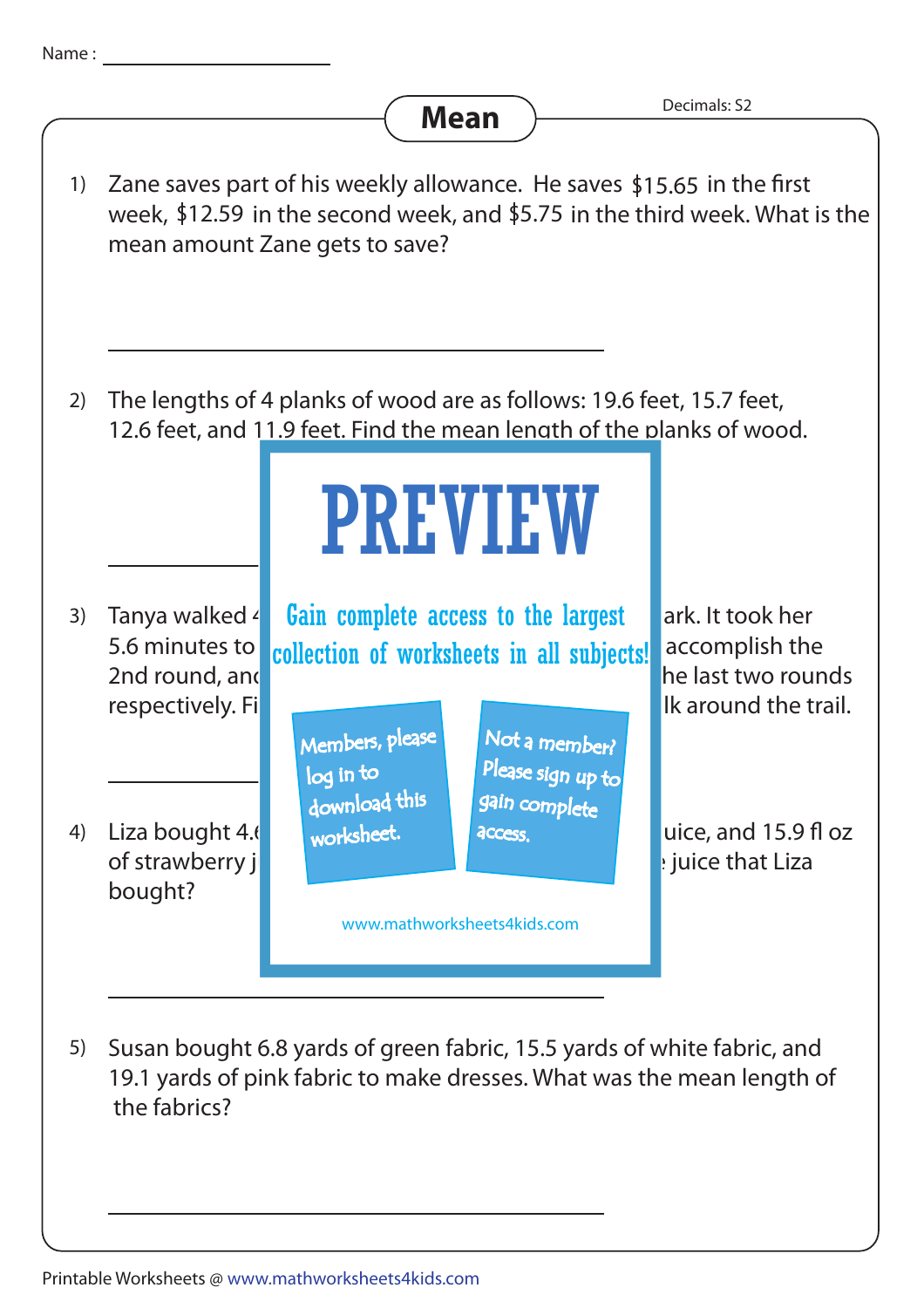Name : ____________________

# Mean

Decimals: S2

1) Zane saves part of his weekly allowance. He saves $15.65 in the first week, $12.59 in the second week, and $5.75 in the third week. What is the mean amount Zane gets to save?

______________________________

2) The lengths of 4 planks of wood are as follows: 19.6 feet, 15.7 feet, 12.6 feet, and 11.9 feet. Find the mean length of the planks of wood.

______________________________

PREVIEW

Gain complete access to the largest collection of worksheets in all subjects!

Members, please log in to download this worksheet.

Not a member? Please sign up to gain complete access.

www.mathworksheets4kids.com

3) Tanya walked 4 ... ark. It took her 5.6 minutes to ... accomplish the 2nd round, and ... he last two rounds respectively. Fi ... lk around the trail.

______________________________

4) Liza bought 4.6 ... uice, and 15.9 fl oz of strawberry j ... juice that Liza bought?

______________________________

5) Susan bought 6.8 yards of green fabric, 15.5 yards of white fabric, and 19.1 yards of pink fabric to make dresses. What was the mean length of the fabrics?

______________________________

Printable Worksheets @ www.mathworksheets4kids.com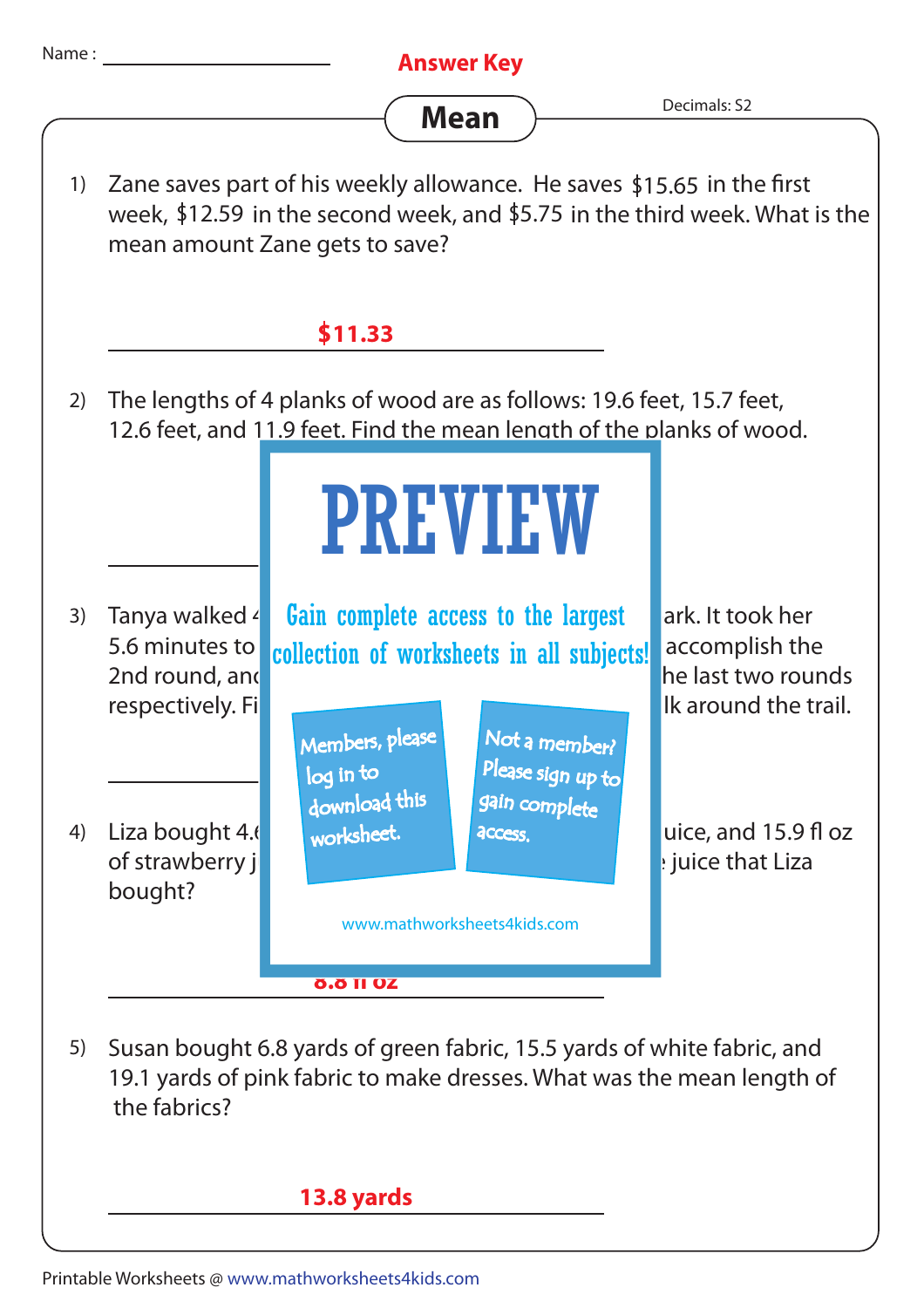Name : ____________________

**Answer Key**

# Mean

Decimals: S2

1) Zane saves part of his weekly allowance. He saves $15.65 in the first week, $12.59 in the second week, and $5.75 in the third week. What is the mean amount Zane gets to save?

**$11.33**

2) The lengths of 4 planks of wood are as follows: 19.6 feet, 15.7 feet, 12.6 feet, and 11.9 feet. Find the mean length of the planks of wood.

3) Tanya walked 4 ... ark. It took her 5.6 minutes to ... accomplish the 2nd round, an ... he last two rounds respectively. Fi ... lk around the trail.

PREVIEW

Gain complete access to the largest collection of worksheets in all subjects!

Members, please log in to download this worksheet.

Not a member? Please sign up to gain complete access.

www.mathworksheets4kids.com

4) Liza bought 4.6 ... uice, and 15.9 fl oz of strawberry j ... juice that Liza bought?

**8.8 fl oz**

5) Susan bought 6.8 yards of green fabric, 15.5 yards of white fabric, and 19.1 yards of pink fabric to make dresses. What was the mean length of the fabrics?

**13.8 yards**

Printable Worksheets @ www.mathworksheets4kids.com